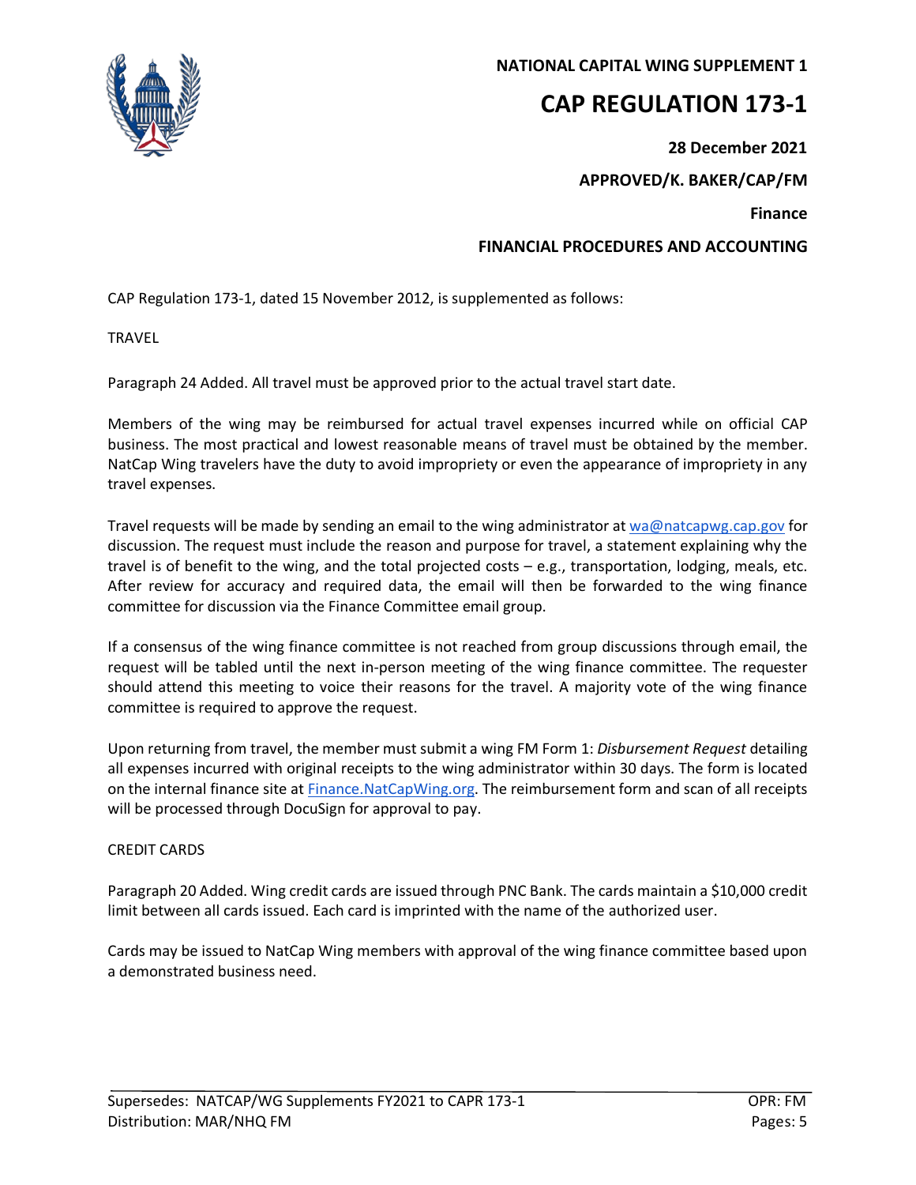**NATIONAL CAPITAL WING SUPPLEMENT 1**

# CAP REGULATION 173-1

**28 December 2021**

**APPROVED/K. BAKER/CAP/FM**

**Finance**

**FINANCIAL PROCEDURES AND ACCOUNTING**

CAP Regulation 173-1, dated 15 November 2012, is supplemented as follows:

TRAVEL

Paragraph 24 Added. All travel must be approved prior to the actual travel start date.

Members of the wing may be reimbursed for actual travel expenses incurred while on official CAP business. The most practical and lowest reasonable means of travel must be obtained by the member. NatCap Wing travelers have the duty to avoid impropriety or even the appearance of impropriety in any travel expenses.

Travel requests will be made by sending an email to the wing administrator at wa@natcapwg.cap.gov for discussion. The request must include the reason and purpose for travel, a statement explaining why the travel is of benefit to the wing, and the total projected costs – e.g., transportation, lodging, meals, etc. After review for accuracy and required data, the email will then be forwarded to the wing finance committee for discussion via the Finance Committee email group.

If a consensus of the wing finance committee is not reached from group discussions through email, the request will be tabled until the next in-person meeting of the wing finance committee. The requester should attend this meeting to voice their reasons for the travel. A majority vote of the wing finance committee is required to approve the request.

Upon returning from travel, the member must submit a wing FM Form 1: *Disbursement Request* detailing all expenses incurred with original receipts to the wing administrator within 30 days. The form is located on the internal finance site at Finance.NatCapWing.org. The reimbursement form and scan of all receipts will be processed through DocuSign for approval to pay.

CREDIT CARDS

Paragraph 20 Added. Wing credit cards are issued through PNC Bank. The cards maintain a $10,000 credit limit between all cards issued. Each card is imprinted with the name of the authorized user.

Cards may be issued to NatCap Wing members with approval of the wing finance committee based upon a demonstrated business need.

Supersedes: NATCAP/WG Supplements FY2021 to CAPR 173-1 | OPR: FM
Distribution: MAR/NHQ FM | Pages: 5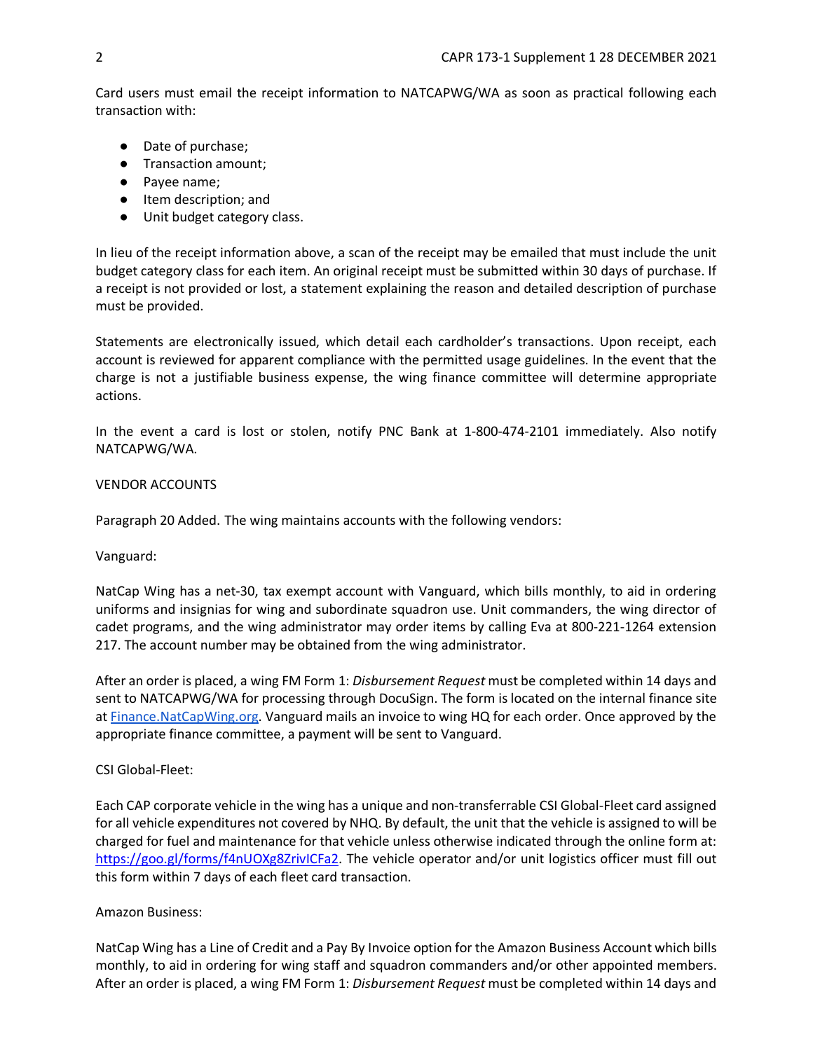Card users must email the receipt information to NATCAPWG/WA as soon as practical following each transaction with:

- Date of purchase;
- Transaction amount;
- Payee name;
- Item description; and
- Unit budget category class.

In lieu of the receipt information above, a scan of the receipt may be emailed that must include the unit budget category class for each item. An original receipt must be submitted within 30 days of purchase. If a receipt is not provided or lost, a statement explaining the reason and detailed description of purchase must be provided.

Statements are electronically issued, which detail each cardholder's transactions. Upon receipt, each account is reviewed for apparent compliance with the permitted usage guidelines. In the event that the charge is not a justifiable business expense, the wing finance committee will determine appropriate actions.

In the event a card is lost or stolen, notify PNC Bank at 1-800-474-2101 immediately. Also notify NATCAPWG/WA.

VENDOR ACCOUNTS

Paragraph 20 Added. The wing maintains accounts with the following vendors:

Vanguard:

NatCap Wing has a net-30, tax exempt account with Vanguard, which bills monthly, to aid in ordering uniforms and insignias for wing and subordinate squadron use. Unit commanders, the wing director of cadet programs, and the wing administrator may order items by calling Eva at 800-221-1264 extension 217. The account number may be obtained from the wing administrator.

After an order is placed, a wing FM Form 1: *Disbursement Request* must be completed within 14 days and sent to NATCAPWG/WA for processing through DocuSign. The form is located on the internal finance site at [Finance.NatCapWing.org](Finance.NatCapWing.org). Vanguard mails an invoice to wing HQ for each order. Once approved by the appropriate finance committee, a payment will be sent to Vanguard.

CSI Global-Fleet:

Each CAP corporate vehicle in the wing has a unique and non-transferrable CSI Global-Fleet card assigned for all vehicle expenditures not covered by NHQ. By default, the unit that the vehicle is assigned to will be charged for fuel and maintenance for that vehicle unless otherwise indicated through the online form at: [https://goo.gl/forms/f4nUOXg8ZrivICFa2](https://goo.gl/forms/f4nUOXg8ZrivICFa2). The vehicle operator and/or unit logistics officer must fill out this form within 7 days of each fleet card transaction.

Amazon Business:

NatCap Wing has a Line of Credit and a Pay By Invoice option for the Amazon Business Account which bills monthly, to aid in ordering for wing staff and squadron commanders and/or other appointed members. After an order is placed, a wing FM Form 1: *Disbursement Request* must be completed within 14 days and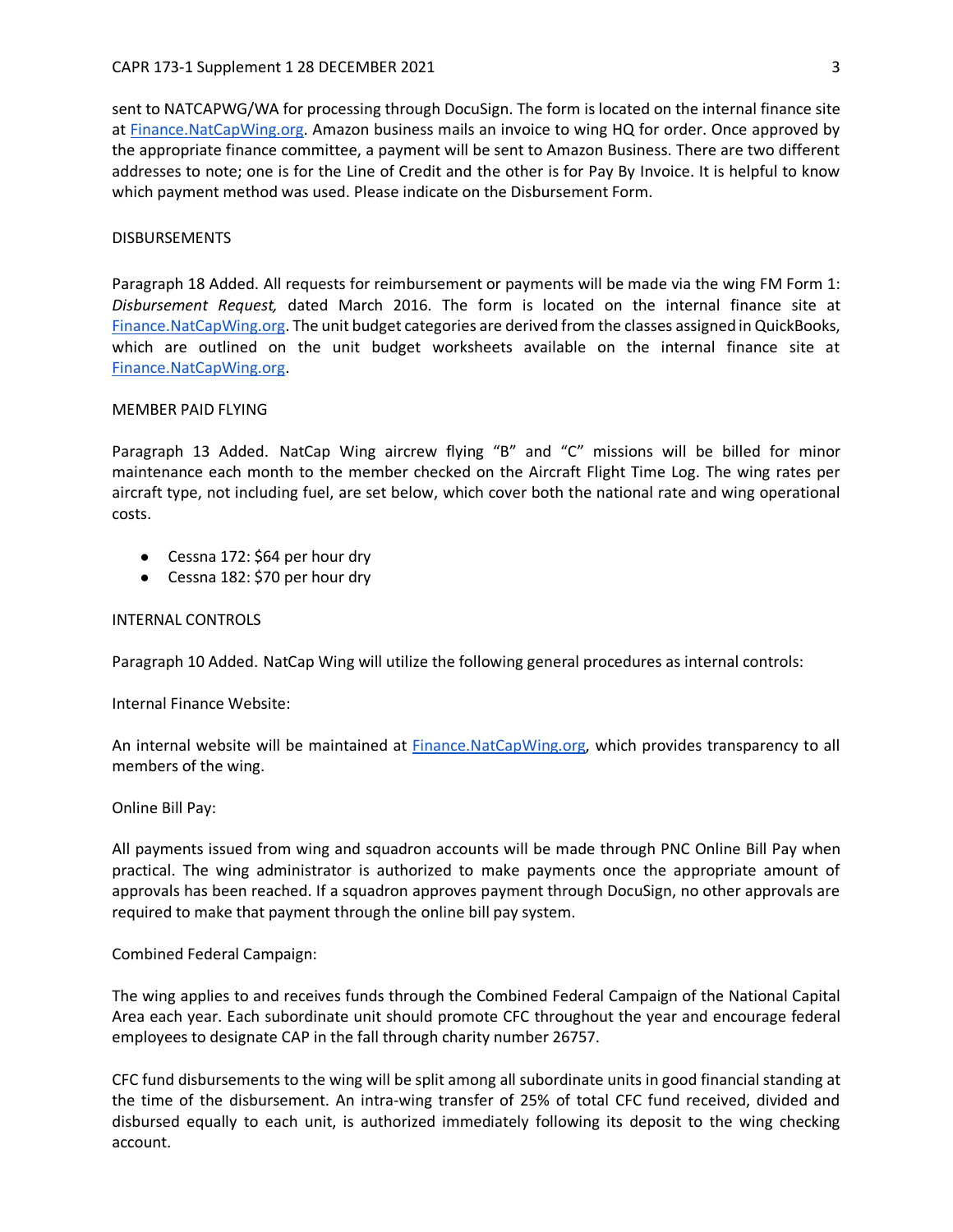sent to NATCAPWG/WA for processing through DocuSign. The form is located on the internal finance site at [Finance.NatCapWing.org](Finance.NatCapWing.org). Amazon business mails an invoice to wing HQ for order. Once approved by the appropriate finance committee, a payment will be sent to Amazon Business. There are two different addresses to note; one is for the Line of Credit and the other is for Pay By Invoice. It is helpful to know which payment method was used. Please indicate on the Disbursement Form.

## DISBURSEMENTS

Paragraph 18 Added. All requests for reimbursement or payments will be made via the wing FM Form 1: *Disbursement Request,* dated March 2016. The form is located on the internal finance site at [Finance.NatCapWing.org](Finance.NatCapWing.org). The unit budget categories are derived from the classes assigned in QuickBooks, which are outlined on the unit budget worksheets available on the internal finance site at [Finance.NatCapWing.org](Finance.NatCapWing.org).

## MEMBER PAID FLYING

Paragraph 13 Added. NatCap Wing aircrew flying "B" and "C" missions will be billed for minor maintenance each month to the member checked on the Aircraft Flight Time Log. The wing rates per aircraft type, not including fuel, are set below, which cover both the national rate and wing operational costs.

- Cessna 172: $64 per hour dry
- Cessna 182: $70 per hour dry

## INTERNAL CONTROLS

Paragraph 10 Added. NatCap Wing will utilize the following general procedures as internal controls:

Internal Finance Website:

An internal website will be maintained at [Finance.NatCapWing.org](Finance.NatCapWing.org), which provides transparency to all members of the wing.

Online Bill Pay:

All payments issued from wing and squadron accounts will be made through PNC Online Bill Pay when practical. The wing administrator is authorized to make payments once the appropriate amount of approvals has been reached. If a squadron approves payment through DocuSign, no other approvals are required to make that payment through the online bill pay system.

Combined Federal Campaign:

The wing applies to and receives funds through the Combined Federal Campaign of the National Capital Area each year. Each subordinate unit should promote CFC throughout the year and encourage federal employees to designate CAP in the fall through charity number 26757.

CFC fund disbursements to the wing will be split among all subordinate units in good financial standing at the time of the disbursement. An intra-wing transfer of 25% of total CFC fund received, divided and disbursed equally to each unit, is authorized immediately following its deposit to the wing checking account.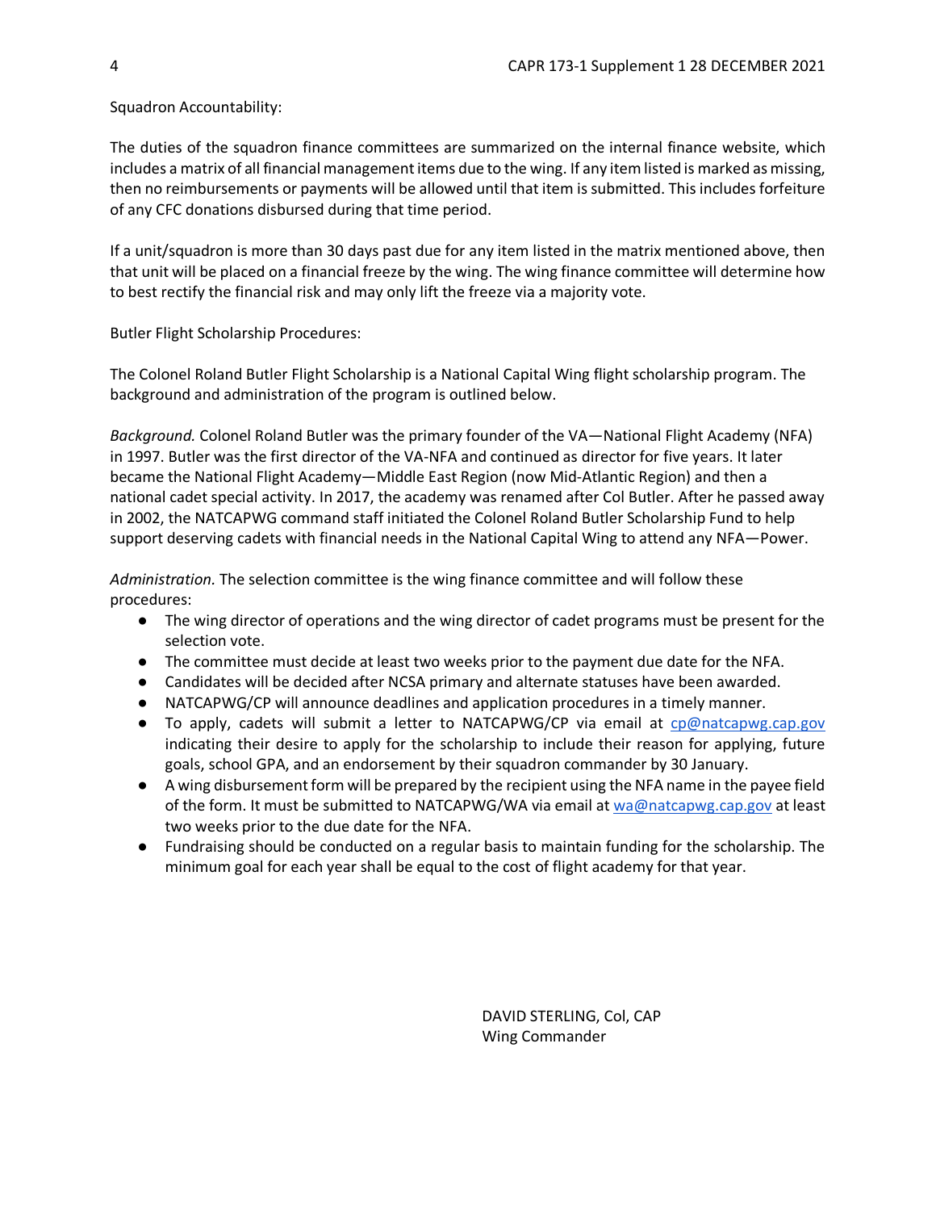Squadron Accountability:

The duties of the squadron finance committees are summarized on the internal finance website, which includes a matrix of all financial management items due to the wing. If any item listed is marked as missing, then no reimbursements or payments will be allowed until that item is submitted. This includes forfeiture of any CFC donations disbursed during that time period.

If a unit/squadron is more than 30 days past due for any item listed in the matrix mentioned above, then that unit will be placed on a financial freeze by the wing. The wing finance committee will determine how to best rectify the financial risk and may only lift the freeze via a majority vote.

Butler Flight Scholarship Procedures:

The Colonel Roland Butler Flight Scholarship is a National Capital Wing flight scholarship program. The background and administration of the program is outlined below.

*Background.* Colonel Roland Butler was the primary founder of the VA—National Flight Academy (NFA) in 1997. Butler was the first director of the VA-NFA and continued as director for five years. It later became the National Flight Academy—Middle East Region (now Mid-Atlantic Region) and then a national cadet special activity. In 2017, the academy was renamed after Col Butler. After he passed away in 2002, the NATCAPWG command staff initiated the Colonel Roland Butler Scholarship Fund to help support deserving cadets with financial needs in the National Capital Wing to attend any NFA—Power.

*Administration.* The selection committee is the wing finance committee and will follow these procedures:

- The wing director of operations and the wing director of cadet programs must be present for the selection vote.
- The committee must decide at least two weeks prior to the payment due date for the NFA.
- Candidates will be decided after NCSA primary and alternate statuses have been awarded.
- NATCAPWG/CP will announce deadlines and application procedures in a timely manner.
- To apply, cadets will submit a letter to NATCAPWG/CP via email at cp@natcapwg.cap.gov indicating their desire to apply for the scholarship to include their reason for applying, future goals, school GPA, and an endorsement by their squadron commander by 30 January.
- A wing disbursement form will be prepared by the recipient using the NFA name in the payee field of the form. It must be submitted to NATCAPWG/WA via email at wa@natcapwg.cap.gov at least two weeks prior to the due date for the NFA.
- Fundraising should be conducted on a regular basis to maintain funding for the scholarship. The minimum goal for each year shall be equal to the cost of flight academy for that year.

DAVID STERLING, Col, CAP
Wing Commander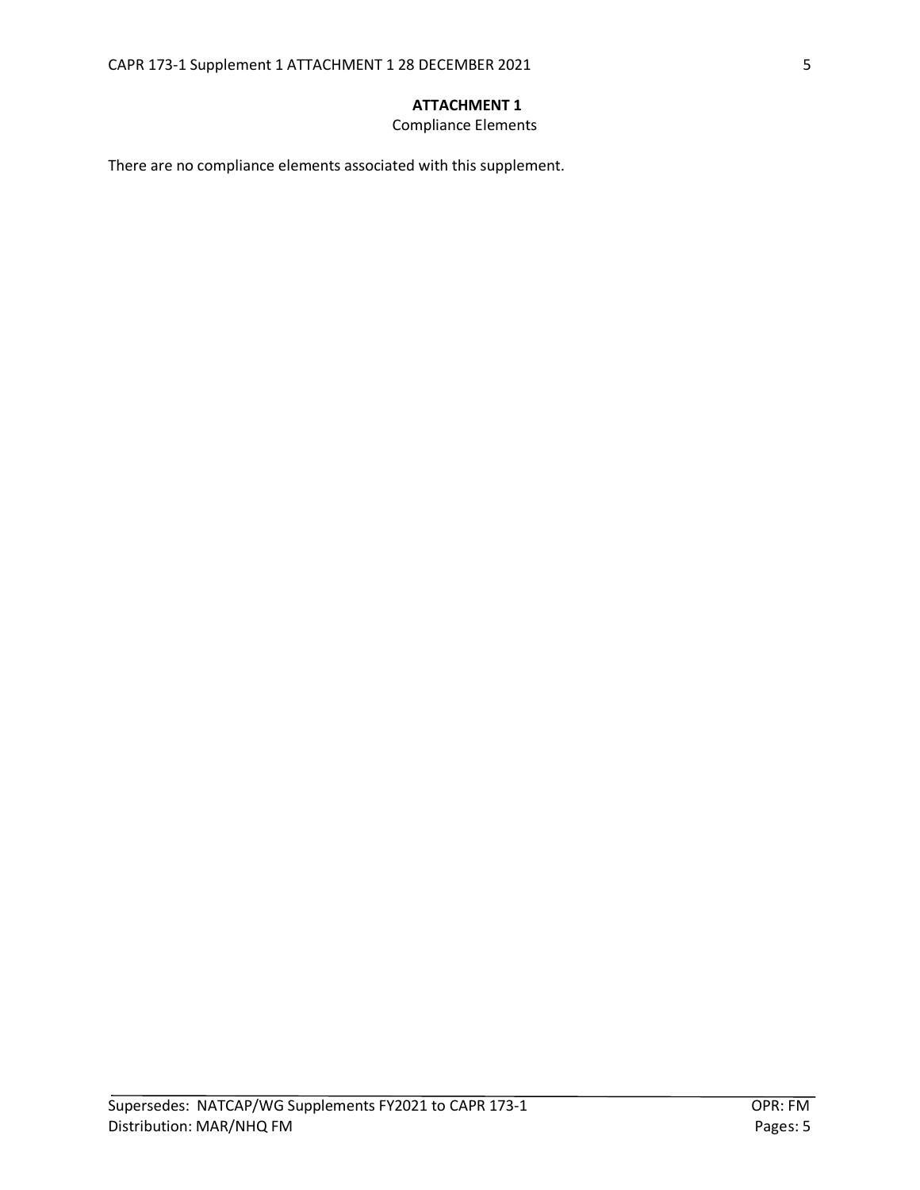## ATTACHMENT 1

Compliance Elements

There are no compliance elements associated with this supplement.

---

Supersedes: NATCAP/WG Supplements FY2021 to CAPR 173-1 — OPR: FM

Distribution: MAR/NHQ FM — Pages: 5